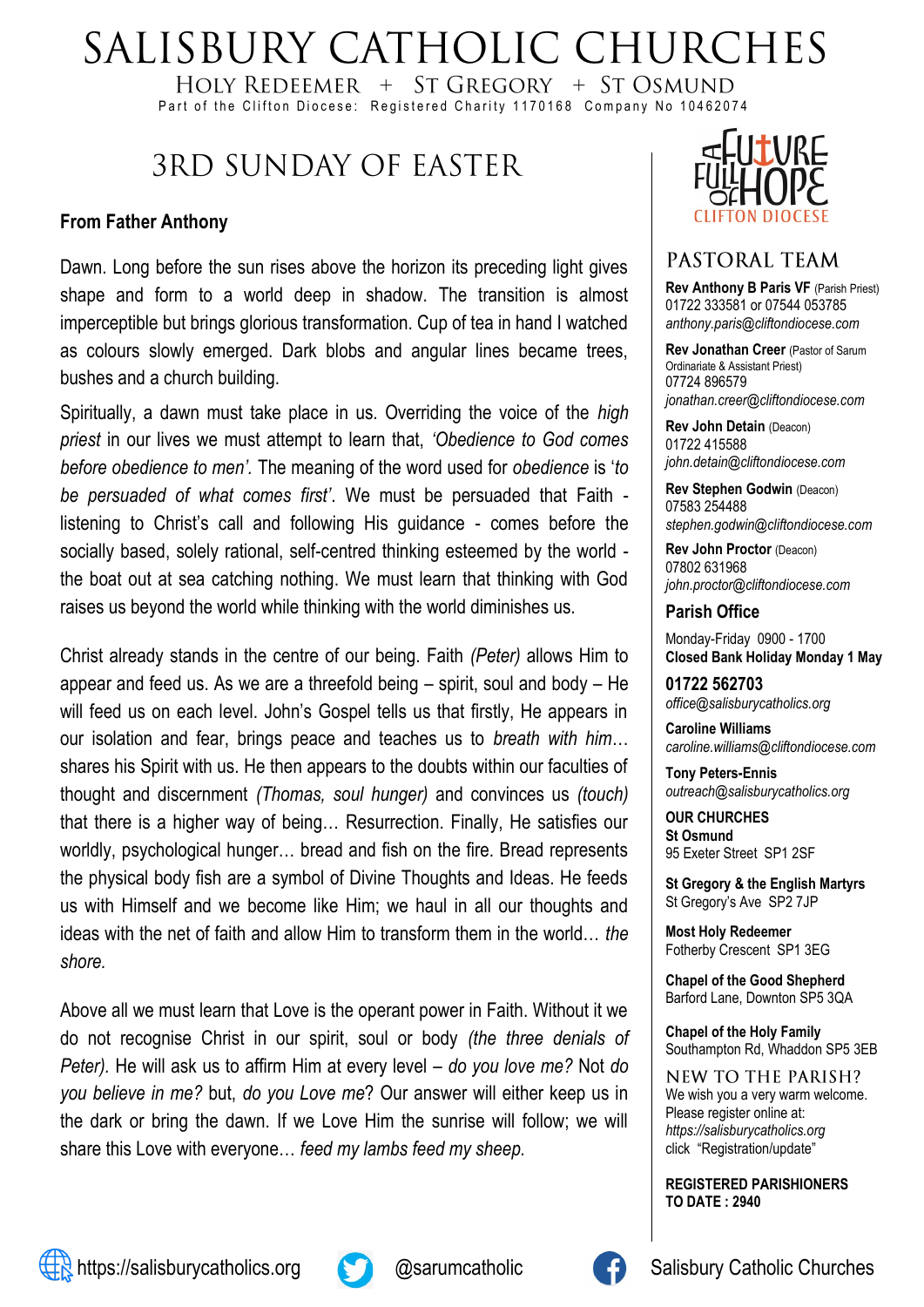# SALISBURY CATHOLIC CHURCHES

HOLY REDEEMER + ST GREGORY + ST OSMUND

Part of the Clifton Diocese: Registered Charity 1170168 Company No 10462074

## 3RD SUNDAY OF EASTER

### From Father Anthony

Dawn. Long before the sun rises above the horizon its preceding light gives shape and form to a world deep in shadow. The transition is almost imperceptible but brings glorious transformation. Cup of tea in hand I watched as colours slowly emerged. Dark blobs and angular lines became trees, bushes and a church building.

Spiritually, a dawn must take place in us. Overriding the voice of the *high priest* in our lives we must attempt to learn that, *'Obedience to God comes before obedience to men'.* The meaning of the word used for *obedience* is '*to be persuaded of what comes first'*. We must be persuaded that Faith - listening to Christ's call and following His guidance - comes before the socially based, solely rational, self-centred thinking esteemed by the world - the boat out at sea catching nothing. We must learn that thinking with God raises us beyond the world while thinking with the world diminishes us.

Christ already stands in the centre of our being. Faith *(Peter)* allows Him to appear and feed us. As we are a threefold being – spirit, soul and body – He will feed us on each level. John's Gospel tells us that firstly, He appears in our isolation and fear, brings peace and teaches us to *breath with him*… shares his Spirit with us. He then appears to the doubts within our faculties of thought and discernment *(Thomas, soul hunger)* and convinces us *(touch)* that there is a higher way of being… Resurrection. Finally, He satisfies our worldly, psychological hunger… bread and fish on the fire. Bread represents the physical body fish are a symbol of Divine Thoughts and Ideas. He feeds us with Himself and we become like Him; we haul in all our thoughts and ideas with the net of faith and allow Him to transform them in the world… *the shore.*

Above all we must learn that Love is the operant power in Faith. Without it we do not recognise Christ in our spirit, soul or body *(the three denials of Peter).* He will ask us to affirm Him at every level – *do you love me?* Not *do you believe in me?* but, *do you Love me*? Our answer will either keep us in the dark or bring the dawn. If we Love Him the sunrise will follow; we will share this Love with everyone… *feed my lambs feed my sheep.*

A FUTURE FULL OF HOPE — CLIFTON DIOCESE

## PASTORAL TEAM

**Rev Anthony B Paris VF** (Parish Priest)
01722 333581 or 07544 053785
*anthony.paris@cliftondiocese.com*

**Rev Jonathan Creer** (Pastor of Sarum Ordinariate & Assistant Priest)
07724 896579
*jonathan.creer@cliftondiocese.com*

**Rev John Detain** (Deacon)
01722 415588
*john.detain@cliftondiocese.com*

**Rev Stephen Godwin** (Deacon)
07583 254488
*stephen.godwin@cliftondiocese.com*

**Rev John Proctor** (Deacon)
07802 631968
*john.proctor@cliftondiocese.com*

### Parish Office

Monday-Friday 0900 - 1700
**Closed Bank Holiday Monday 1 May**

**01722 562703**
*office@salisburycatholics.org*

**Caroline Williams**
*caroline.williams@cliftondiocese.com*

**Tony Peters-Ennis**
*outreach@salisburycatholics.org*

**OUR CHURCHES**

**St Osmund**
95 Exeter Street SP1 2SF

**St Gregory & the English Martyrs**
St Gregory's Ave SP2 7JP

**Most Holy Redeemer**
Fotherby Crescent SP1 3EG

**Chapel of the Good Shepherd**
Barford Lane, Downton SP5 3QA

**Chapel of the Holy Family**
Southampton Rd, Whaddon SP5 3EB

### NEW TO THE PARISH?

We wish you a very warm welcome. Please register online at: *https://salisburycatholics.org* click "Registration/update"

**REGISTERED PARISHIONERS TO DATE : 2940**

https://salisburycatholics.org | @sarumcatholic | Salisbury Catholic Churches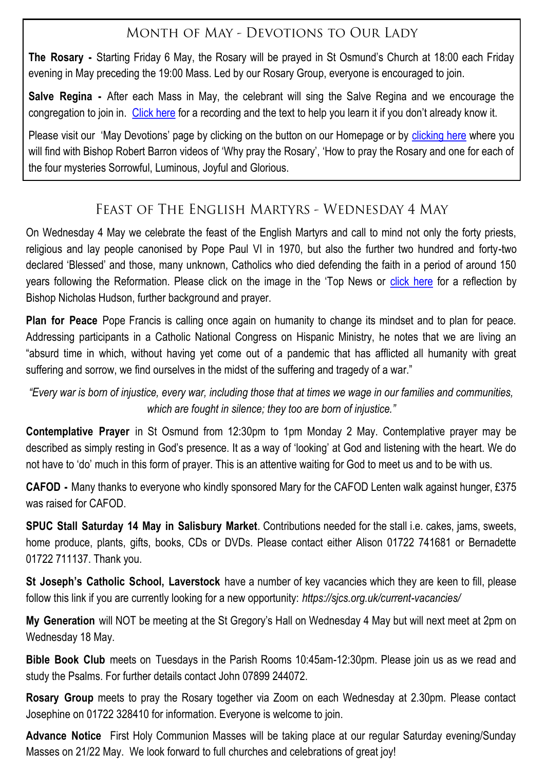## Month of May - Devotions to Our Lady

**The Rosary -** Starting Friday 6 May, the Rosary will be prayed in St Osmund's Church at 18:00 each Friday evening in May preceding the 19:00 Mass. Led by our Rosary Group, everyone is encouraged to join.

**Salve Regina -** After each Mass in May, the celebrant will sing the Salve Regina and we encourage the congregation to join in. Click here for a recording and the text to help you learn it if you don't already know it.

Please visit our 'May Devotions' page by clicking on the button on our Homepage or by clicking here where you will find with Bishop Robert Barron videos of 'Why pray the Rosary', 'How to pray the Rosary and one for each of the four mysteries Sorrowful, Luminous, Joyful and Glorious.

## Feast of The English Martyrs - Wednesday 4 May

On Wednesday 4 May we celebrate the feast of the English Martyrs and call to mind not only the forty priests, religious and lay people canonised by Pope Paul VI in 1970, but also the further two hundred and forty-two declared 'Blessed' and those, many unknown, Catholics who died defending the faith in a period of around 150 years following the Reformation. Please click on the image in the 'Top News or click here for a reflection by Bishop Nicholas Hudson, further background and prayer.

**Plan for Peace** Pope Francis is calling once again on humanity to change its mindset and to plan for peace. Addressing participants in a Catholic National Congress on Hispanic Ministry, he notes that we are living an "absurd time in which, without having yet come out of a pandemic that has afflicted all humanity with great suffering and sorrow, we find ourselves in the midst of the suffering and tragedy of a war."

*"Every war is born of injustice, every war, including those that at times we wage in our families and communities, which are fought in silence; they too are born of injustice."*

**Contemplative Prayer** in St Osmund from 12:30pm to 1pm Monday 2 May. Contemplative prayer may be described as simply resting in God's presence. It as a way of 'looking' at God and listening with the heart. We do not have to 'do' much in this form of prayer. This is an attentive waiting for God to meet us and to be with us.

**CAFOD -** Many thanks to everyone who kindly sponsored Mary for the CAFOD Lenten walk against hunger, £375 was raised for CAFOD.

**SPUC Stall Saturday 14 May in Salisbury Market**. Contributions needed for the stall i.e. cakes, jams, sweets, home produce, plants, gifts, books, CDs or DVDs. Please contact either Alison 01722 741681 or Bernadette 01722 711137. Thank you.

**St Joseph's Catholic School, Laverstock** have a number of key vacancies which they are keen to fill, please follow this link if you are currently looking for a new opportunity: *https://sjcs.org.uk/current-vacancies/*

**My Generation** will NOT be meeting at the St Gregory's Hall on Wednesday 4 May but will next meet at 2pm on Wednesday 18 May.

**Bible Book Club** meets on Tuesdays in the Parish Rooms 10:45am-12:30pm. Please join us as we read and study the Psalms. For further details contact John 07899 244072.

**Rosary Group** meets to pray the Rosary together via Zoom on each Wednesday at 2.30pm. Please contact Josephine on 01722 328410 for information. Everyone is welcome to join.

**Advance Notice** First Holy Communion Masses will be taking place at our regular Saturday evening/Sunday Masses on 21/22 May. We look forward to full churches and celebrations of great joy!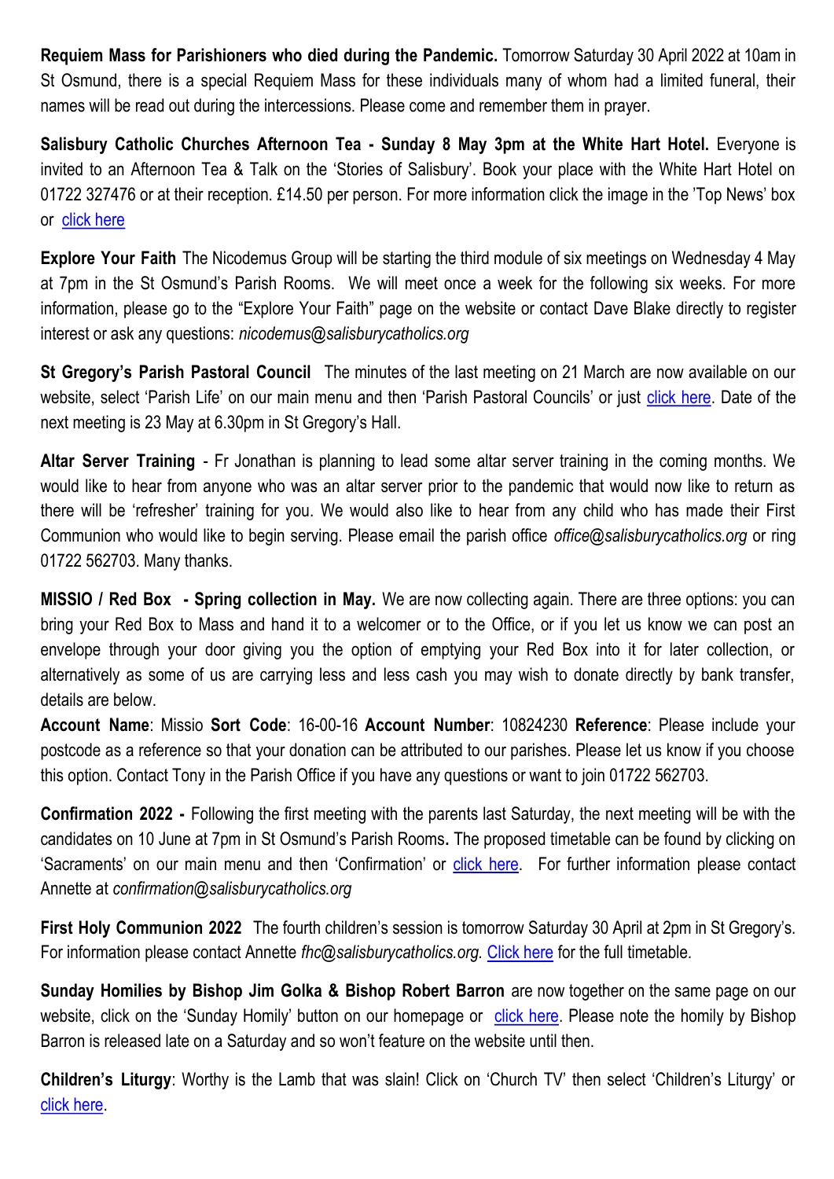**Requiem Mass for Parishioners who died during the Pandemic.** Tomorrow Saturday 30 April 2022 at 10am in St Osmund, there is a special Requiem Mass for these individuals many of whom had a limited funeral, their names will be read out during the intercessions. Please come and remember them in prayer.

**Salisbury Catholic Churches Afternoon Tea - Sunday 8 May 3pm at the White Hart Hotel.** Everyone is invited to an Afternoon Tea & Talk on the 'Stories of Salisbury'. Book your place with the White Hart Hotel on 01722 327476 or at their reception. £14.50 per person. For more information click the image in the 'Top News' box or click here

**Explore Your Faith** The Nicodemus Group will be starting the third module of six meetings on Wednesday 4 May at 7pm in the St Osmund's Parish Rooms. We will meet once a week for the following six weeks. For more information, please go to the "Explore Your Faith" page on the website or contact Dave Blake directly to register interest or ask any questions: *nicodemus@salisburycatholics.org*

**St Gregory's Parish Pastoral Council** The minutes of the last meeting on 21 March are now available on our website, select 'Parish Life' on our main menu and then 'Parish Pastoral Councils' or just click here. Date of the next meeting is 23 May at 6.30pm in St Gregory's Hall.

**Altar Server Training** - Fr Jonathan is planning to lead some altar server training in the coming months. We would like to hear from anyone who was an altar server prior to the pandemic that would now like to return as there will be 'refresher' training for you. We would also like to hear from any child who has made their First Communion who would like to begin serving. Please email the parish office *office@salisburycatholics.org* or ring 01722 562703. Many thanks.

**MISSIO / Red Box - Spring collection in May.** We are now collecting again. There are three options: you can bring your Red Box to Mass and hand it to a welcomer or to the Office, or if you let us know we can post an envelope through your door giving you the option of emptying your Red Box into it for later collection, or alternatively as some of us are carrying less and less cash you may wish to donate directly by bank transfer, details are below.

**Account Name**: Missio **Sort Code**: 16-00-16 **Account Number**: 10824230 **Reference**: Please include your postcode as a reference so that your donation can be attributed to our parishes. Please let us know if you choose this option. Contact Tony in the Parish Office if you have any questions or want to join 01722 562703.

**Confirmation 2022 -** Following the first meeting with the parents last Saturday, the next meeting will be with the candidates on 10 June at 7pm in St Osmund's Parish Rooms**.** The proposed timetable can be found by clicking on 'Sacraments' on our main menu and then 'Confirmation' or click here. For further information please contact Annette at *confirmation@salisburycatholics.org*

**First Holy Communion 2022** The fourth children's session is tomorrow Saturday 30 April at 2pm in St Gregory's. For information please contact Annette *fhc@salisburycatholics.org.* Click here for the full timetable.

**Sunday Homilies by Bishop Jim Golka & Bishop Robert Barron** are now together on the same page on our website, click on the 'Sunday Homily' button on our homepage or click here. Please note the homily by Bishop Barron is released late on a Saturday and so won't feature on the website until then.

**Children's Liturgy**: Worthy is the Lamb that was slain! Click on 'Church TV' then select 'Children's Liturgy' or click here.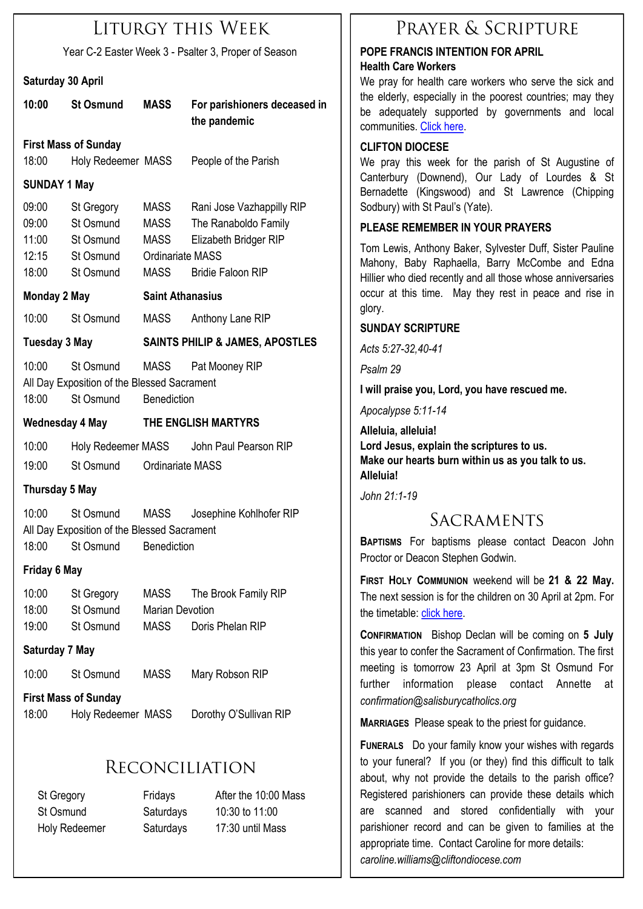# Liturgy this Week

Year C-2 Easter Week 3 - Psalter 3, Proper of Season

**Saturday 30 April**

| | | | |
|---|---|---|---|
| **10:00** | **St Osmund** | **MASS** | **For parishioners deceased in the pandemic** |

**First Mass of Sunday**

| | | | |
|---|---|---|---|
| 18:00 | Holy Redeemer | MASS | People of the Parish |

**SUNDAY 1 May**

| | | | |
|---|---|---|---|
| 09:00 | St Gregory | MASS | Rani Jose Vazhappilly RIP |
| 09:00 | St Osmund | MASS | The Ranaboldo Family |
| 11:00 | St Osmund | MASS | Elizabeth Bridger RIP |
| 12:15 | St Osmund | Ordinariate MASS | |
| 18:00 | St Osmund | MASS | Bridie Faloon RIP |

**Monday 2 May** — **Saint Athanasius**

| | | | |
|---|---|---|---|
| 10:00 | St Osmund | MASS | Anthony Lane RIP |

**Tuesday 3 May** — **SAINTS PHILIP & JAMES, APOSTLES**

| | | | |
|---|---|---|---|
| 10:00 | St Osmund | MASS | Pat Mooney RIP |

All Day Exposition of the Blessed Sacrament

| | | |
|---|---|---|
| 18:00 | St Osmund | Benediction |

**Wednesday 4 May** — **THE ENGLISH MARTYRS**

| | | | |
|---|---|---|---|
| 10:00 | Holy Redeemer | MASS | John Paul Pearson RIP |
| 19:00 | St Osmund | Ordinariate MASS | |

**Thursday 5 May**

| | | | |
|---|---|---|---|
| 10:00 | St Osmund | MASS | Josephine Kohlhofer RIP |

All Day Exposition of the Blessed Sacrament

| | | |
|---|---|---|
| 18:00 | St Osmund | Benediction |

**Friday 6 May**

| | | | |
|---|---|---|---|
| 10:00 | St Gregory | MASS | The Brook Family RIP |
| 18:00 | St Osmund | Marian Devotion | |
| 19:00 | St Osmund | MASS | Doris Phelan RIP |

**Saturday 7 May**

| | | | |
|---|---|---|---|
| 10:00 | St Osmund | MASS | Mary Robson RIP |

**First Mass of Sunday**

| | | | |
|---|---|---|---|
| 18:00 | Holy Redeemer | MASS | Dorothy O'Sullivan RIP |

# Reconciliation

| | | |
|---|---|---|
| St Gregory | Fridays | After the 10:00 Mass |
| St Osmund | Saturdays | 10:30 to 11:00 |
| Holy Redeemer | Saturdays | 17:30 until Mass |

# Prayer & Scripture

**POPE FRANCIS INTENTION FOR APRIL**
**Health Care Workers**

We pray for health care workers who serve the sick and the elderly, especially in the poorest countries; may they be adequately supported by governments and local communities. Click here.

**CLIFTON DIOCESE**

We pray this week for the parish of St Augustine of Canterbury (Downend), Our Lady of Lourdes & St Bernadette (Kingswood) and St Lawrence (Chipping Sodbury) with St Paul's (Yate).

**PLEASE REMEMBER IN YOUR PRAYERS**

Tom Lewis, Anthony Baker, Sylvester Duff, Sister Pauline Mahony, Baby Raphaella, Barry McCombe and Edna Hillier who died recently and all those whose anniversaries occur at this time. May they rest in peace and rise in glory.

**SUNDAY SCRIPTURE**

*Acts 5:27-32,40-41*

*Psalm 29*

**I will praise you, Lord, you have rescued me.**

*Apocalypse 5:11-14*

**Alleluia, alleluia!**
**Lord Jesus, explain the scriptures to us.**
**Make our hearts burn within us as you talk to us.**
**Alleluia!**

*John 21:1-19*

# Sacraments

**Baptisms** For baptisms please contact Deacon John Proctor or Deacon Stephen Godwin.

**First Holy Communion** weekend will be **21 & 22 May.** The next session is for the children on 30 April at 2pm. For the timetable: click here.

**Confirmation** Bishop Declan will be coming on **5 July** this year to confer the Sacrament of Confirmation. The first meeting is tomorrow 23 April at 3pm St Osmund For further information please contact Annette at *confirmation@salisburycatholics.org*

**Marriages** Please speak to the priest for guidance.

**Funerals** Do your family know your wishes with regards to your funeral? If you (or they) find this difficult to talk about, why not provide the details to the parish office? Registered parishioners can provide these details which are scanned and stored confidentially with your parishioner record and can be given to families at the appropriate time. Contact Caroline for more details: *caroline.williams@cliftondiocese.com*